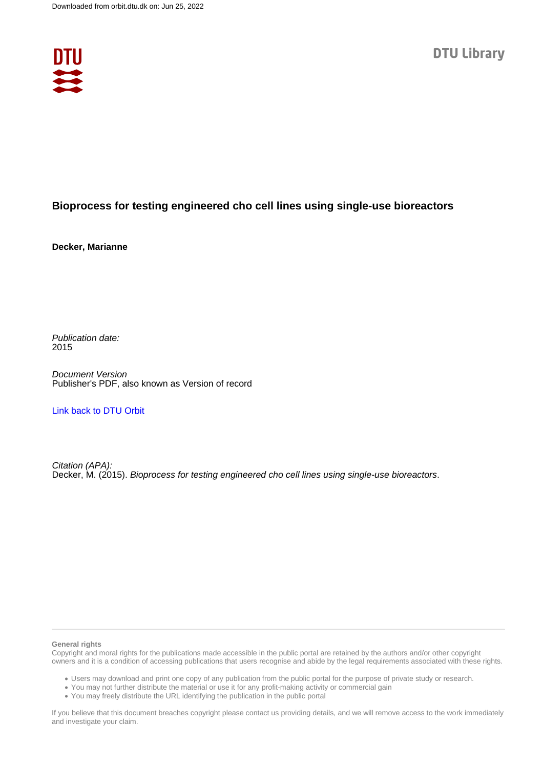Downloaded from orbit.dtu.dk on: Jun 25, 2022

DTU Library

# Bioprocess for testing engineered cho cell lines using single-use bioreactors

**Decker, Marianne**

*Publication date:*
2015

*Document Version*
Publisher's PDF, also known as Version of record

[Link back to DTU Orbit]

*Citation (APA):*
Decker, M. (2015). *Bioprocess for testing engineered cho cell lines using single-use bioreactors*.

**General rights**
Copyright and moral rights for the publications made accessible in the public portal are retained by the authors and/or other copyright owners and it is a condition of accessing publications that users recognise and abide by the legal requirements associated with these rights.

- Users may download and print one copy of any publication from the public portal for the purpose of private study or research.
- You may not further distribute the material or use it for any profit-making activity or commercial gain
- You may freely distribute the URL identifying the publication in the public portal

If you believe that this document breaches copyright please contact us providing details, and we will remove access to the work immediately and investigate your claim.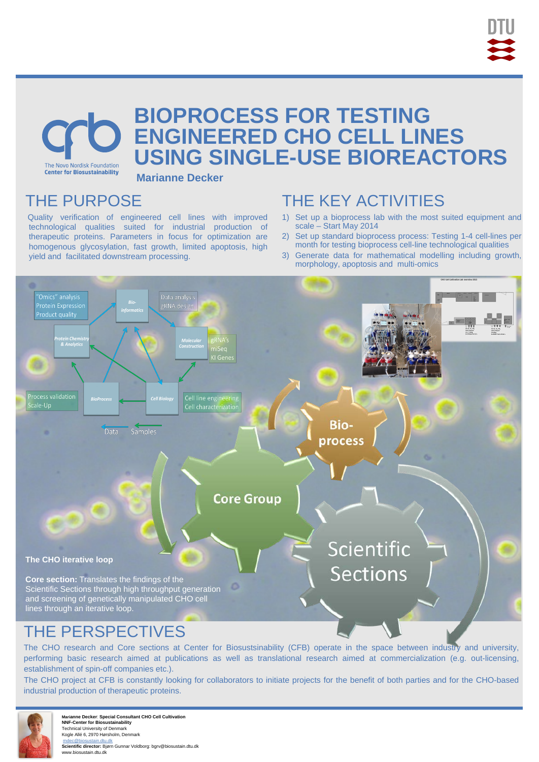# BIOPROCESS FOR TESTING ENGINEERED CHO CELL LINES USING SINGLE-USE BIOREACTORS

The Novo Nordisk Foundation
**Center for Biosustainability**

**Marianne Decker**

## THE PURPOSE

Quality verification of engineered cell lines with improved technological qualities suited for industrial production of therapeutic proteins. Parameters in focus for optimization are homogenous glycosylation, fast growth, limited apoptosis, high yield and facilitated downstream processing.

## THE KEY ACTIVITIES

1) Set up a bioprocess lab with the most suited equipment and scale – Start May 2014
2) Set up standard bioprocess process: Testing 1-4 cell-lines per month for testing bioprocess cell-line technological qualities
3) Generate data for mathematical modelling including growth, morphology, apoptosis and multi-omics

"Omics" analysis
Protein Expression
Product quality

Bio-informatics

Data analysis
gRNA design

Protein Chemistry & Analytics

Molecular Construction

gRNA's
miSeq
KI Genes

Process validation
Scale-Up

BioProcess

Cell Biology

Cell line engineering
Cell characterization

Data

Samples

Bio-process

Core Group

Scientific Sections

**The CHO iterative loop**

**Core section:** Translates the findings of the Scientific Sections through high throughput generation and screening of genetically manipulated CHO cell lines through an iterative loop.

## THE PERSPECTIVES

The CHO research and Core sections at Center for Biosustsinability (CFB) operate in the space between industry and university, performing basic research aimed at publications as well as translational research aimed at commercialization (e.g. out-licensing, establishment of spin-off companies etc.).

The CHO project at CFB is constantly looking for collaborators to initiate projects for the benefit of both parties and for the CHO-based industrial production of therapeutic proteins.

**Marianne Decker**: **Special Consultant CHO Cell Cultivation**
**NNF-Center for Biosustainability**
Technical University of Denmark
Kogle Allé 6, 2970 Hørsholm, Denmark
mdec@biosustain.dtu.dk
**Scientific director:** Bjørn Gunnar Voldborg: bgrv@biosustain.dtu.dk
www.biosustain.dtu.dk